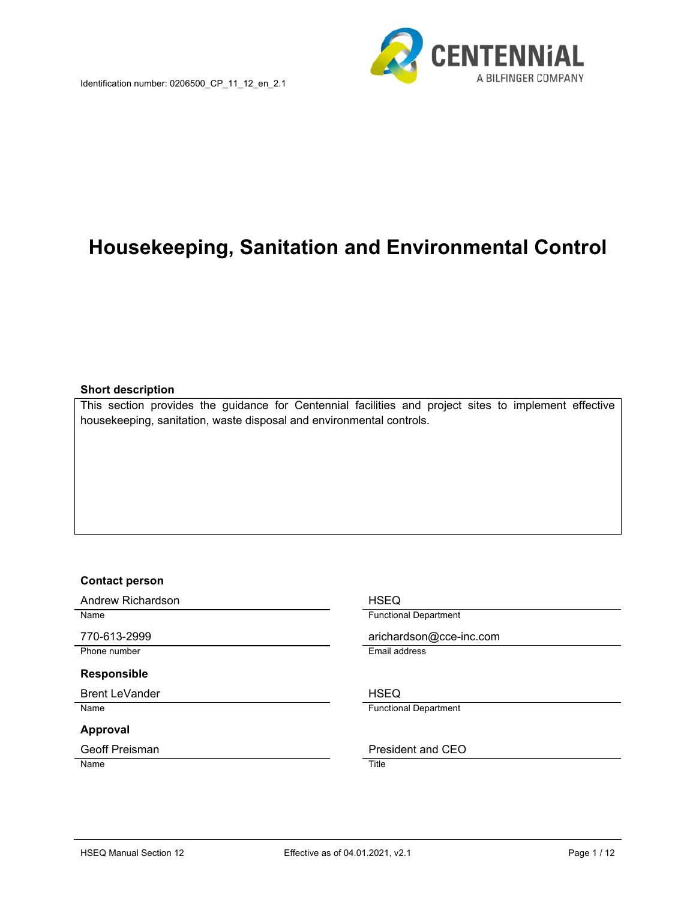Identification number: 0206500_CP_11_12_en_2.1

CENTENNiAL
A BILFINGER COMPANY

# Housekeeping, Sanitation and Environmental Control

**Short description**

This section provides the guidance for Centennial facilities and project sites to implement effective housekeeping, sanitation, waste disposal and environmental controls.

**Contact person**

| | |
|---|---|
| Andrew Richardson | HSEQ |
| Name | Functional Department |
| 770-613-2999 | arichardson@cce-inc.com |
| Phone number | Email address |

**Responsible**

| | |
|---|---|
| Brent LeVander | HSEQ |
| Name | Functional Department |

**Approval**

| | |
|---|---|
| Geoff Preisman | President and CEO |
| Name | Title |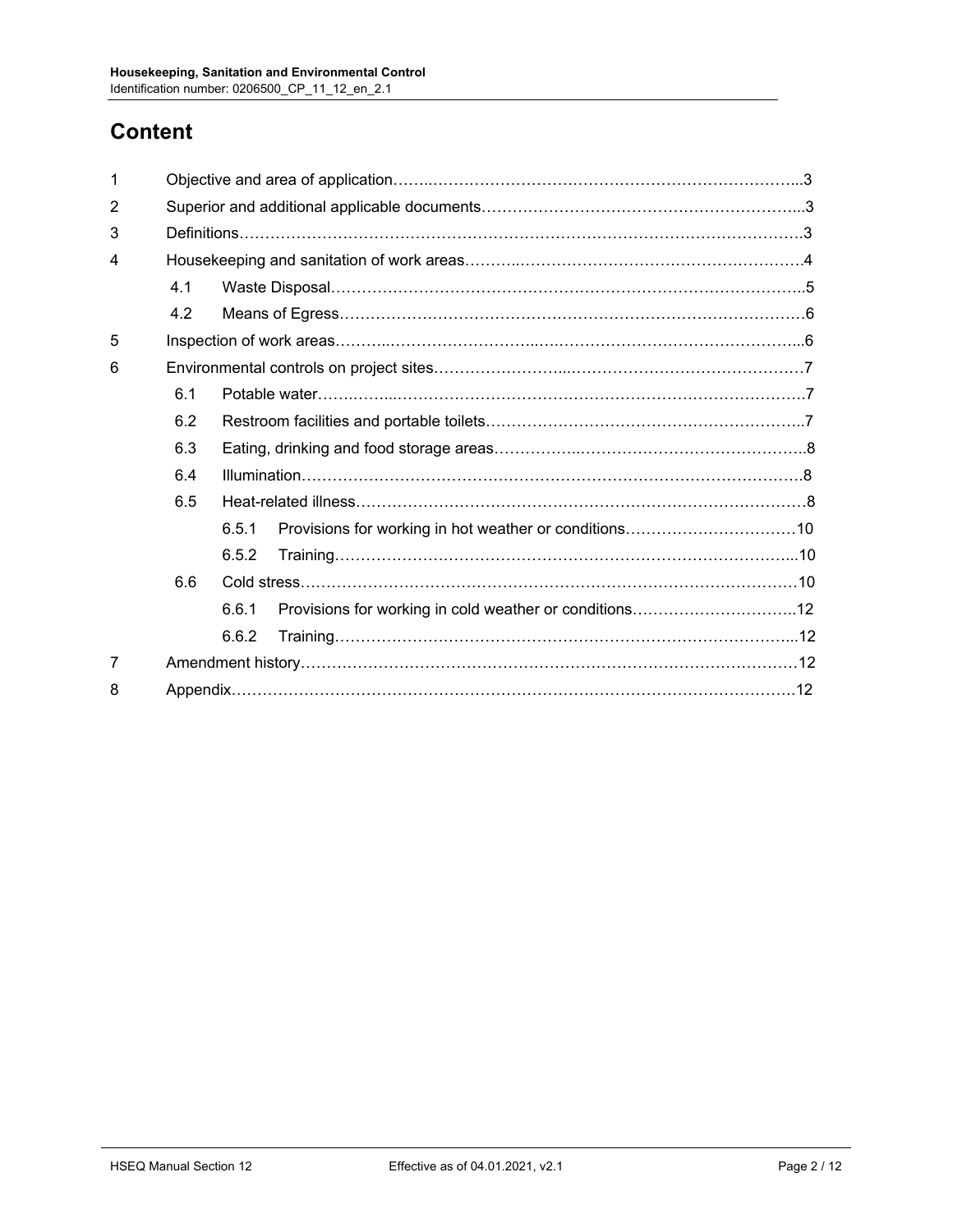# Content

| | | | |
|---|---|---|---|
| 1 | Objective and area of application | | 3 |
| 2 | Superior and additional applicable documents | | 3 |
| 3 | Definitions | | 3 |
| 4 | Housekeeping and sanitation of work areas | | 4 |
| | 4.1 | Waste Disposal | 5 |
| | 4.2 | Means of Egress | 6 |
| 5 | Inspection of work areas | | 6 |
| 6 | Environmental controls on project sites | | 7 |
| | 6.1 | Potable water | 7 |
| | 6.2 | Restroom facilities and portable toilets | 7 |
| | 6.3 | Eating, drinking and food storage areas | 8 |
| | 6.4 | Illumination | 8 |
| | 6.5 | Heat-related illness | 8 |
| | 6.5.1 | Provisions for working in hot weather or conditions | 10 |
| | 6.5.2 | Training | 10 |
| | 6.6 | Cold stress | 10 |
| | 6.6.1 | Provisions for working in cold weather or conditions | 12 |
| | 6.6.2 | Training | 12 |
| 7 | Amendment history | | 12 |
| 8 | Appendix | | 12 |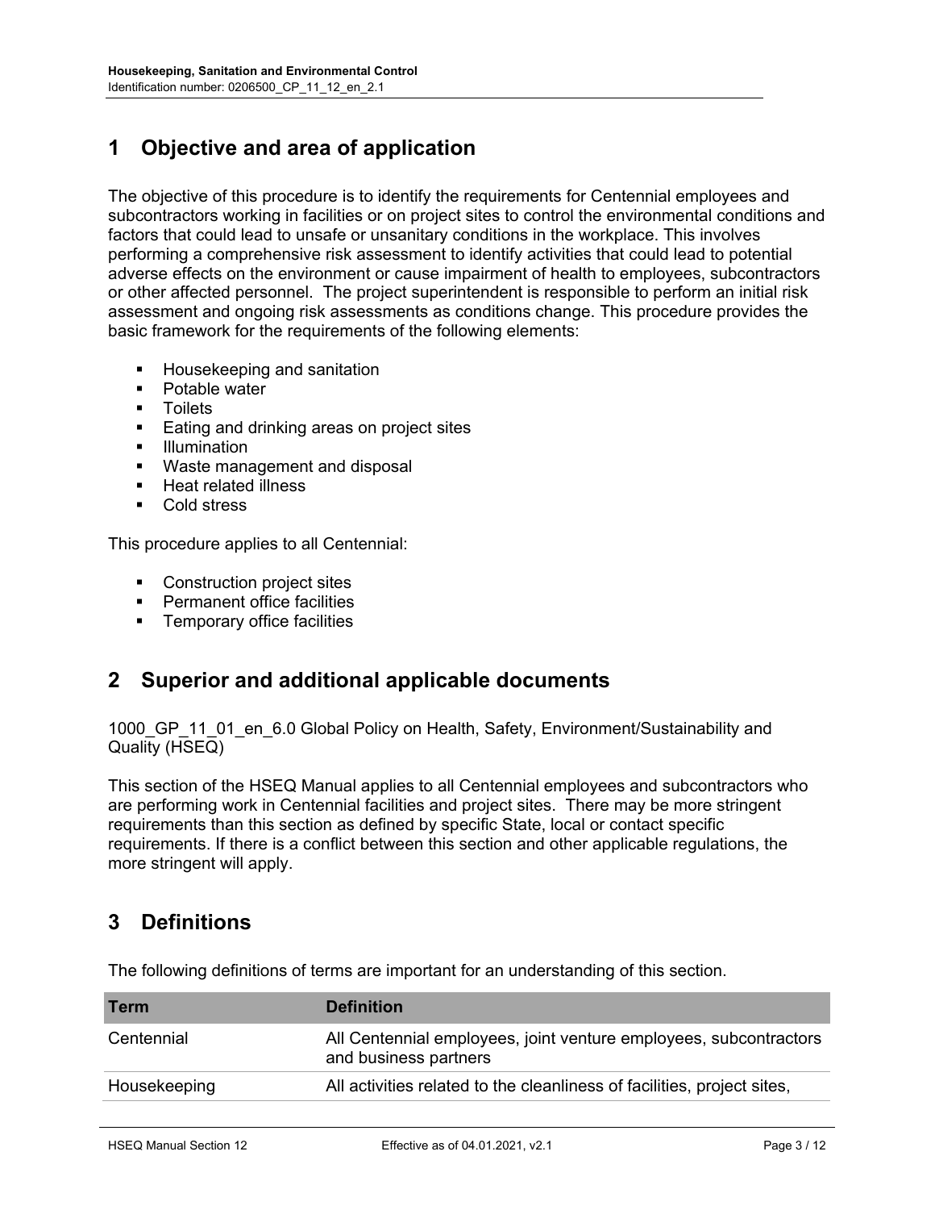# 1 Objective and area of application

The objective of this procedure is to identify the requirements for Centennial employees and subcontractors working in facilities or on project sites to control the environmental conditions and factors that could lead to unsafe or unsanitary conditions in the workplace. This involves performing a comprehensive risk assessment to identify activities that could lead to potential adverse effects on the environment or cause impairment of health to employees, subcontractors or other affected personnel. The project superintendent is responsible to perform an initial risk assessment and ongoing risk assessments as conditions change. This procedure provides the basic framework for the requirements of the following elements:

- Housekeeping and sanitation
- Potable water
- Toilets
- Eating and drinking areas on project sites
- Illumination
- Waste management and disposal
- Heat related illness
- Cold stress

This procedure applies to all Centennial:

- Construction project sites
- Permanent office facilities
- Temporary office facilities

# 2 Superior and additional applicable documents

1000_GP_11_01_en_6.0 Global Policy on Health, Safety, Environment/Sustainability and Quality (HSEQ)

This section of the HSEQ Manual applies to all Centennial employees and subcontractors who are performing work in Centennial facilities and project sites. There may be more stringent requirements than this section as defined by specific State, local or contact specific requirements. If there is a conflict between this section and other applicable regulations, the more stringent will apply.

# 3 Definitions

The following definitions of terms are important for an understanding of this section.

| Term | Definition |
|---|---|
| Centennial | All Centennial employees, joint venture employees, subcontractors and business partners |
| Housekeeping | All activities related to the cleanliness of facilities, project sites, |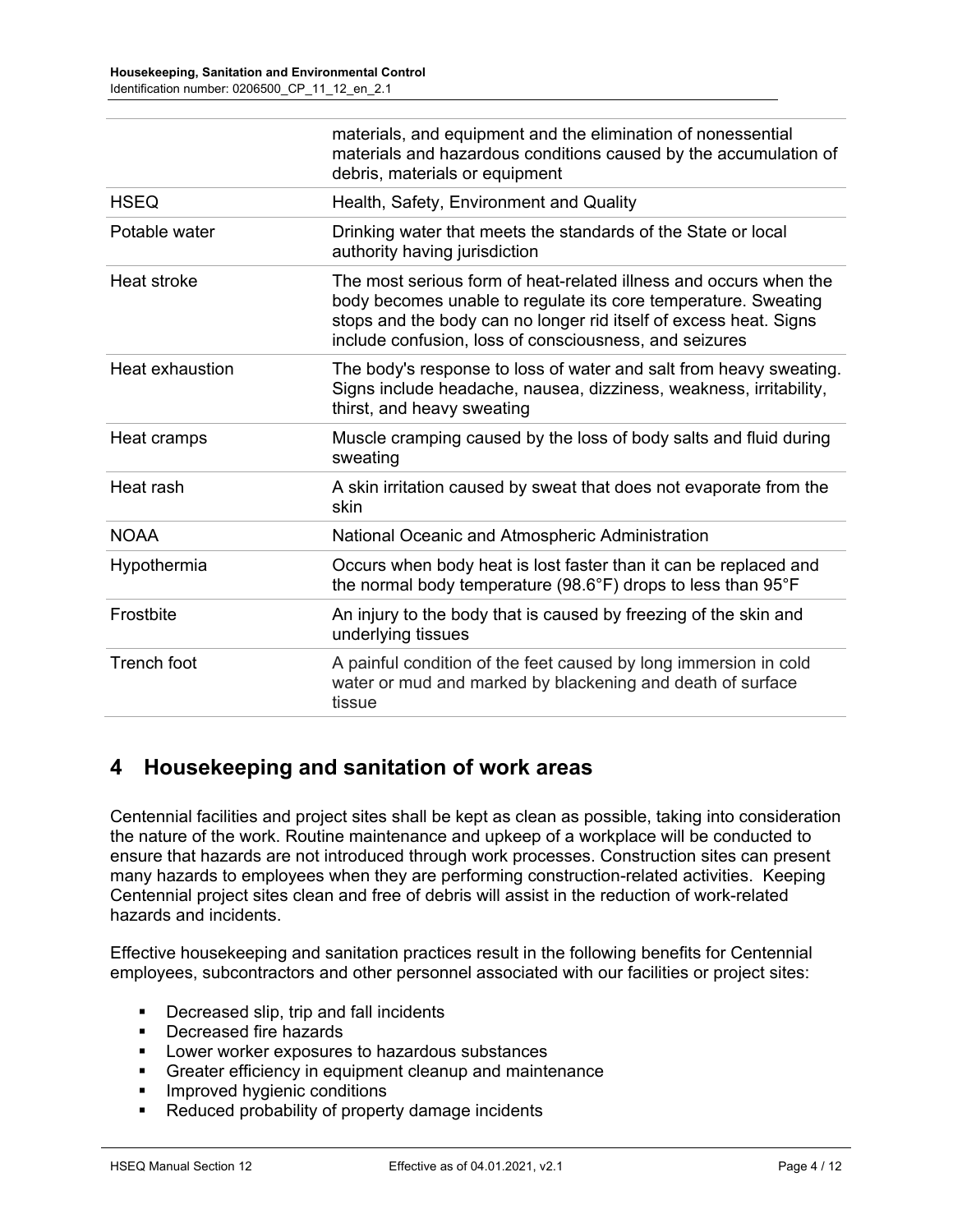| | |
|---|---|
| | materials, and equipment and the elimination of nonessential materials and hazardous conditions caused by the accumulation of debris, materials or equipment |
| HSEQ | Health, Safety, Environment and Quality |
| Potable water | Drinking water that meets the standards of the State or local authority having jurisdiction |
| Heat stroke | The most serious form of heat-related illness and occurs when the body becomes unable to regulate its core temperature. Sweating stops and the body can no longer rid itself of excess heat. Signs include confusion, loss of consciousness, and seizures |
| Heat exhaustion | The body's response to loss of water and salt from heavy sweating. Signs include headache, nausea, dizziness, weakness, irritability, thirst, and heavy sweating |
| Heat cramps | Muscle cramping caused by the loss of body salts and fluid during sweating |
| Heat rash | A skin irritation caused by sweat that does not evaporate from the skin |
| NOAA | National Oceanic and Atmospheric Administration |
| Hypothermia | Occurs when body heat is lost faster than it can be replaced and the normal body temperature (98.6°F) drops to less than 95°F |
| Frostbite | An injury to the body that is caused by freezing of the skin and underlying tissues |
| Trench foot | A painful condition of the feet caused by long immersion in cold water or mud and marked by blackening and death of surface tissue |

## 4 Housekeeping and sanitation of work areas

Centennial facilities and project sites shall be kept as clean as possible, taking into consideration the nature of the work. Routine maintenance and upkeep of a workplace will be conducted to ensure that hazards are not introduced through work processes. Construction sites can present many hazards to employees when they are performing construction-related activities. Keeping Centennial project sites clean and free of debris will assist in the reduction of work-related hazards and incidents.

Effective housekeeping and sanitation practices result in the following benefits for Centennial employees, subcontractors and other personnel associated with our facilities or project sites:

- Decreased slip, trip and fall incidents
- Decreased fire hazards
- Lower worker exposures to hazardous substances
- Greater efficiency in equipment cleanup and maintenance
- Improved hygienic conditions
- Reduced probability of property damage incidents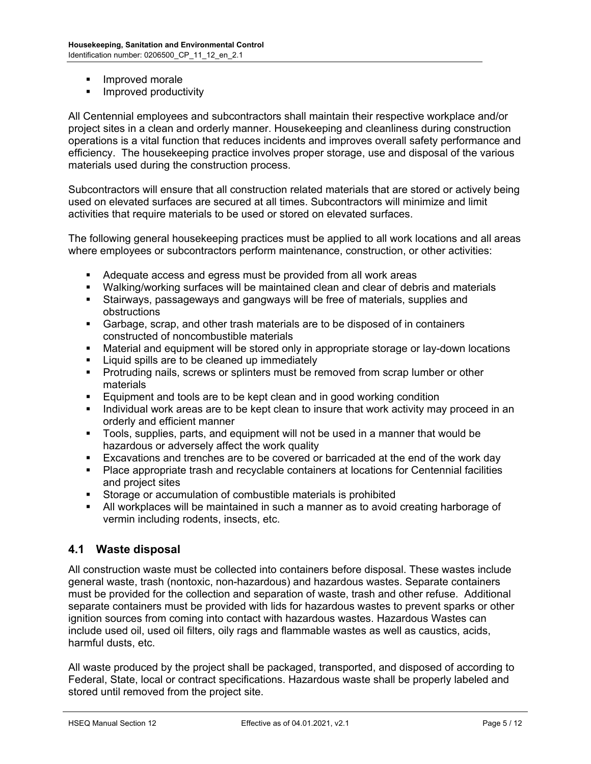- Improved morale
- Improved productivity

All Centennial employees and subcontractors shall maintain their respective workplace and/or project sites in a clean and orderly manner. Housekeeping and cleanliness during construction operations is a vital function that reduces incidents and improves overall safety performance and efficiency. The housekeeping practice involves proper storage, use and disposal of the various materials used during the construction process.

Subcontractors will ensure that all construction related materials that are stored or actively being used on elevated surfaces are secured at all times. Subcontractors will minimize and limit activities that require materials to be used or stored on elevated surfaces.

The following general housekeeping practices must be applied to all work locations and all areas where employees or subcontractors perform maintenance, construction, or other activities:

- Adequate access and egress must be provided from all work areas
- Walking/working surfaces will be maintained clean and clear of debris and materials
- Stairways, passageways and gangways will be free of materials, supplies and obstructions
- Garbage, scrap, and other trash materials are to be disposed of in containers constructed of noncombustible materials
- Material and equipment will be stored only in appropriate storage or lay-down locations
- Liquid spills are to be cleaned up immediately
- Protruding nails, screws or splinters must be removed from scrap lumber or other materials
- Equipment and tools are to be kept clean and in good working condition
- Individual work areas are to be kept clean to insure that work activity may proceed in an orderly and efficient manner
- Tools, supplies, parts, and equipment will not be used in a manner that would be hazardous or adversely affect the work quality
- Excavations and trenches are to be covered or barricaded at the end of the work day
- Place appropriate trash and recyclable containers at locations for Centennial facilities and project sites
- Storage or accumulation of combustible materials is prohibited
- All workplaces will be maintained in such a manner as to avoid creating harborage of vermin including rodents, insects, etc.

## 4.1 Waste disposal

All construction waste must be collected into containers before disposal. These wastes include general waste, trash (nontoxic, non-hazardous) and hazardous wastes. Separate containers must be provided for the collection and separation of waste, trash and other refuse. Additional separate containers must be provided with lids for hazardous wastes to prevent sparks or other ignition sources from coming into contact with hazardous wastes. Hazardous Wastes can include used oil, used oil filters, oily rags and flammable wastes as well as caustics, acids, harmful dusts, etc.

All waste produced by the project shall be packaged, transported, and disposed of according to Federal, State, local or contract specifications. Hazardous waste shall be properly labeled and stored until removed from the project site.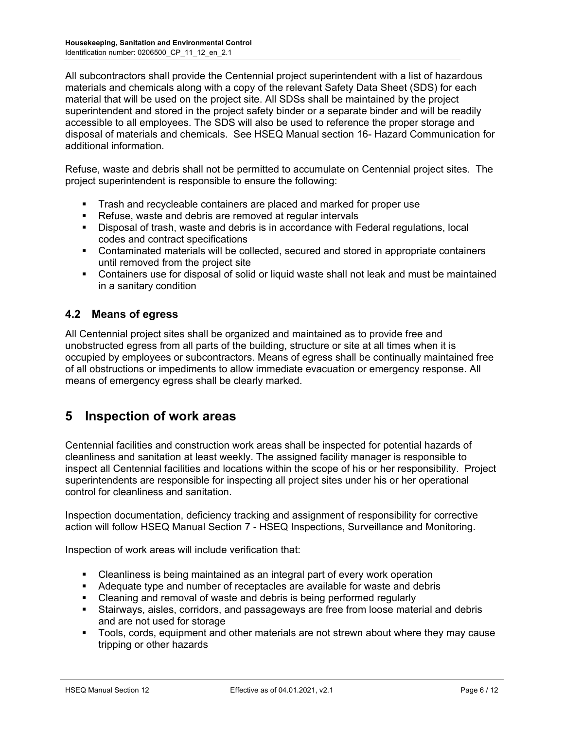All subcontractors shall provide the Centennial project superintendent with a list of hazardous materials and chemicals along with a copy of the relevant Safety Data Sheet (SDS) for each material that will be used on the project site. All SDSs shall be maintained by the project superintendent and stored in the project safety binder or a separate binder and will be readily accessible to all employees. The SDS will also be used to reference the proper storage and disposal of materials and chemicals. See HSEQ Manual section 16- Hazard Communication for additional information.

Refuse, waste and debris shall not be permitted to accumulate on Centennial project sites. The project superintendent is responsible to ensure the following:

- Trash and recycleable containers are placed and marked for proper use
- Refuse, waste and debris are removed at regular intervals
- Disposal of trash, waste and debris is in accordance with Federal regulations, local codes and contract specifications
- Contaminated materials will be collected, secured and stored in appropriate containers until removed from the project site
- Containers use for disposal of solid or liquid waste shall not leak and must be maintained in a sanitary condition

### 4.2 Means of egress

All Centennial project sites shall be organized and maintained as to provide free and unobstructed egress from all parts of the building, structure or site at all times when it is occupied by employees or subcontractors. Means of egress shall be continually maintained free of all obstructions or impediments to allow immediate evacuation or emergency response. All means of emergency egress shall be clearly marked.

## 5 Inspection of work areas

Centennial facilities and construction work areas shall be inspected for potential hazards of cleanliness and sanitation at least weekly. The assigned facility manager is responsible to inspect all Centennial facilities and locations within the scope of his or her responsibility. Project superintendents are responsible for inspecting all project sites under his or her operational control for cleanliness and sanitation.

Inspection documentation, deficiency tracking and assignment of responsibility for corrective action will follow HSEQ Manual Section 7 - HSEQ Inspections, Surveillance and Monitoring.

Inspection of work areas will include verification that:

- Cleanliness is being maintained as an integral part of every work operation
- Adequate type and number of receptacles are available for waste and debris
- Cleaning and removal of waste and debris is being performed regularly
- Stairways, aisles, corridors, and passageways are free from loose material and debris and are not used for storage
- Tools, cords, equipment and other materials are not strewn about where they may cause tripping or other hazards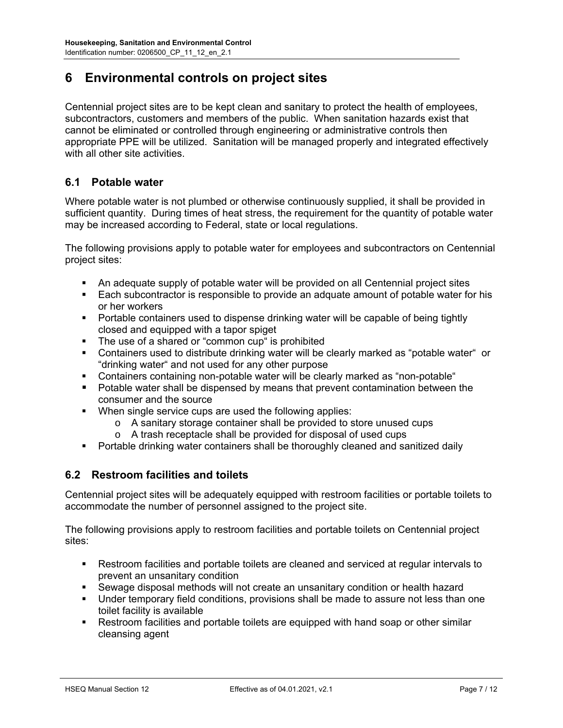# 6 Environmental controls on project sites

Centennial project sites are to be kept clean and sanitary to protect the health of employees, subcontractors, customers and members of the public. When sanitation hazards exist that cannot be eliminated or controlled through engineering or administrative controls then appropriate PPE will be utilized. Sanitation will be managed properly and integrated effectively with all other site activities.

## 6.1 Potable water

Where potable water is not plumbed or otherwise continuously supplied, it shall be provided in sufficient quantity. During times of heat stress, the requirement for the quantity of potable water may be increased according to Federal, state or local regulations.

The following provisions apply to potable water for employees and subcontractors on Centennial project sites:

- An adequate supply of potable water will be provided on all Centennial project sites
- Each subcontractor is responsible to provide an adquate amount of potable water for his or her workers
- Portable containers used to dispense drinking water will be capable of being tightly closed and equipped with a tapor spiget
- The use of a shared or "common cup" is prohibited
- Containers used to distribute drinking water will be clearly marked as "potable water" or "drinking water" and not used for any other purpose
- Containers containing non-potable water will be clearly marked as "non-potable"
- Potable water shall be dispensed by means that prevent contamination between the consumer and the source
- When single service cups are used the following applies:
  - A sanitary storage container shall be provided to store unused cups
  - A trash receptacle shall be provided for disposal of used cups
- Portable drinking water containers shall be thoroughly cleaned and sanitized daily

## 6.2 Restroom facilities and toilets

Centennial project sites will be adequately equipped with restroom facilities or portable toilets to accommodate the number of personnel assigned to the project site.

The following provisions apply to restroom facilities and portable toilets on Centennial project sites:

- Restroom facilities and portable toilets are cleaned and serviced at regular intervals to prevent an unsanitary condition
- Sewage disposal methods will not create an unsanitary condition or health hazard
- Under temporary field conditions, provisions shall be made to assure not less than one toilet facility is available
- Restroom facilities and portable toilets are equipped with hand soap or other similar cleansing agent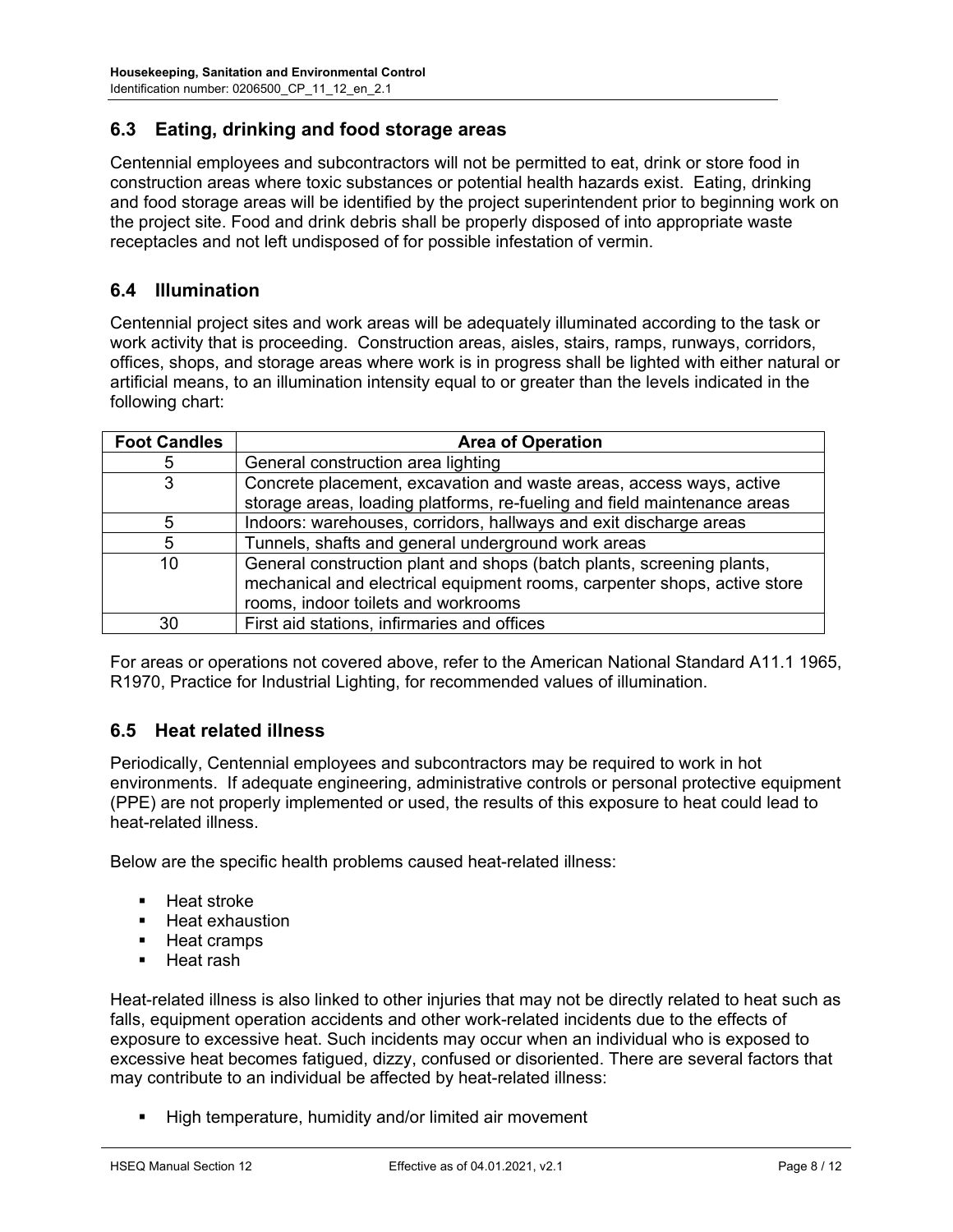## 6.3 Eating, drinking and food storage areas

Centennial employees and subcontractors will not be permitted to eat, drink or store food in construction areas where toxic substances or potential health hazards exist. Eating, drinking and food storage areas will be identified by the project superintendent prior to beginning work on the project site. Food and drink debris shall be properly disposed of into appropriate waste receptacles and not left undisposed of for possible infestation of vermin.

## 6.4 Illumination

Centennial project sites and work areas will be adequately illuminated according to the task or work activity that is proceeding. Construction areas, aisles, stairs, ramps, runways, corridors, offices, shops, and storage areas where work is in progress shall be lighted with either natural or artificial means, to an illumination intensity equal to or greater than the levels indicated in the following chart:

| Foot Candles | Area of Operation |
|---|---|
| 5 | General construction area lighting |
| 3 | Concrete placement, excavation and waste areas, access ways, active storage areas, loading platforms, re-fueling and field maintenance areas |
| 5 | Indoors: warehouses, corridors, hallways and exit discharge areas |
| 5 | Tunnels, shafts and general underground work areas |
| 10 | General construction plant and shops (batch plants, screening plants, mechanical and electrical equipment rooms, carpenter shops, active store rooms, indoor toilets and workrooms |
| 30 | First aid stations, infirmaries and offices |

For areas or operations not covered above, refer to the American National Standard A11.1 1965, R1970, Practice for Industrial Lighting, for recommended values of illumination.

## 6.5 Heat related illness

Periodically, Centennial employees and subcontractors may be required to work in hot environments. If adequate engineering, administrative controls or personal protective equipment (PPE) are not properly implemented or used, the results of this exposure to heat could lead to heat-related illness.

Below are the specific health problems caused heat-related illness:

- Heat stroke
- Heat exhaustion
- Heat cramps
- Heat rash

Heat-related illness is also linked to other injuries that may not be directly related to heat such as falls, equipment operation accidents and other work-related incidents due to the effects of exposure to excessive heat. Such incidents may occur when an individual who is exposed to excessive heat becomes fatigued, dizzy, confused or disoriented. There are several factors that may contribute to an individual be affected by heat-related illness:

- High temperature, humidity and/or limited air movement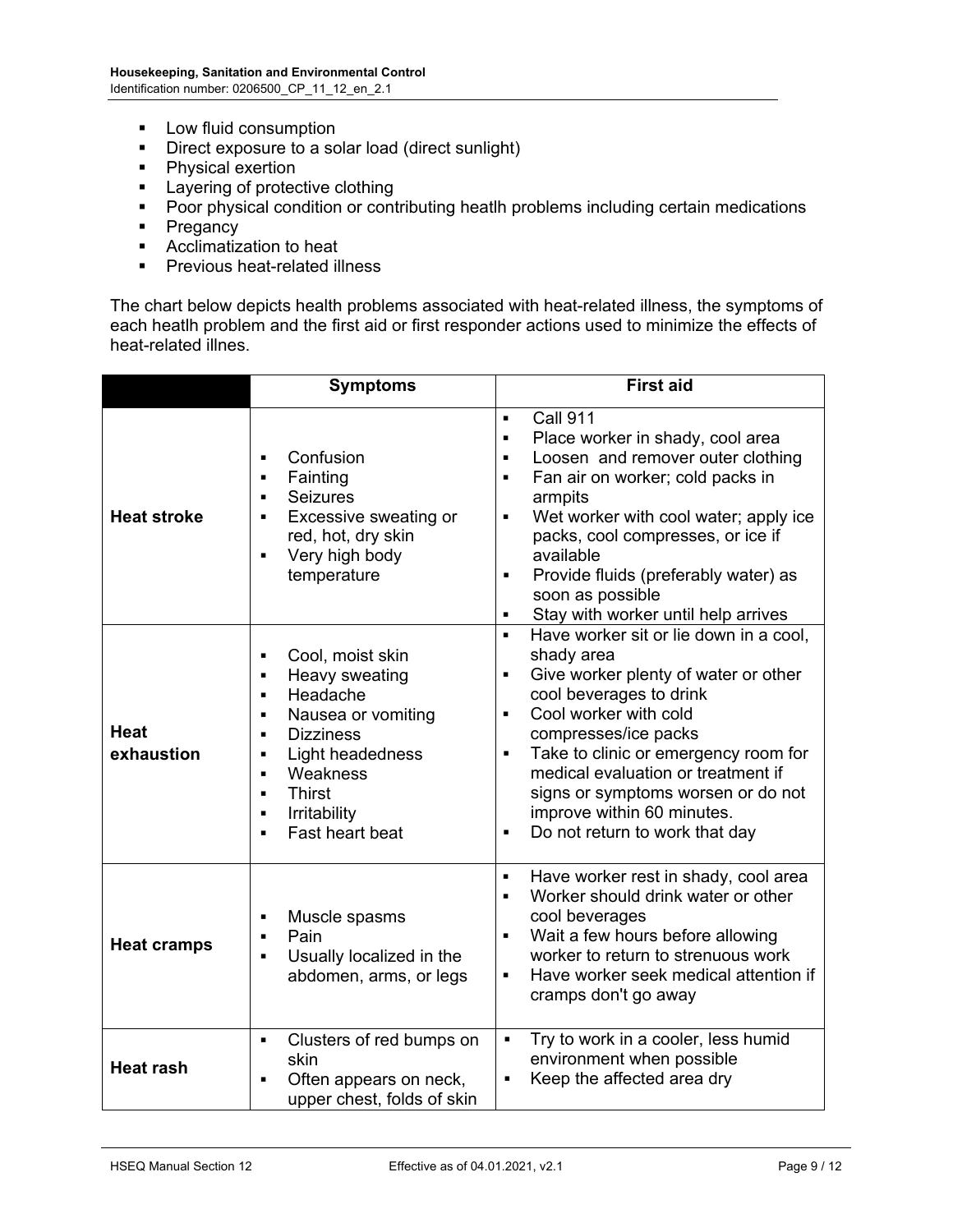- Low fluid consumption
- Direct exposure to a solar load (direct sunlight)
- Physical exertion
- Layering of protective clothing
- Poor physical condition or contributing heatlh problems including certain medications
- Pregancy
- Acclimatization to heat
- Previous heat-related illness

The chart below depicts health problems associated with heat-related illness, the symptoms of each heatlh problem and the first aid or first responder actions used to minimize the effects of heat-related illnes.

| | Symptoms | First aid |
|---|---|---|
| **Heat stroke** | ▪ Confusion<br>▪ Fainting<br>▪ Seizures<br>▪ Excessive sweating or red, hot, dry skin<br>▪ Very high body temperature | ▪ Call 911<br>▪ Place worker in shady, cool area<br>▪ Loosen and remover outer clothing<br>▪ Fan air on worker; cold packs in armpits<br>▪ Wet worker with cool water; apply ice packs, cool compresses, or ice if available<br>▪ Provide fluids (preferably water) as soon as possible<br>▪ Stay with worker until help arrives |
| **Heat exhaustion** | ▪ Cool, moist skin<br>▪ Heavy sweating<br>▪ Headache<br>▪ Nausea or vomiting<br>▪ Dizziness<br>▪ Light headedness<br>▪ Weakness<br>▪ Thirst<br>▪ Irritability<br>▪ Fast heart beat | ▪ Have worker sit or lie down in a cool, shady area<br>▪ Give worker plenty of water or other cool beverages to drink<br>▪ Cool worker with cold compresses/ice packs<br>▪ Take to clinic or emergency room for medical evaluation or treatment if signs or symptoms worsen or do not improve within 60 minutes.<br>▪ Do not return to work that day |
| **Heat cramps** | ▪ Muscle spasms<br>▪ Pain<br>▪ Usually localized in the abdomen, arms, or legs | ▪ Have worker rest in shady, cool area<br>▪ Worker should drink water or other cool beverages<br>▪ Wait a few hours before allowing worker to return to strenuous work<br>▪ Have worker seek medical attention if cramps don't go away |
| **Heat rash** | ▪ Clusters of red bumps on skin<br>▪ Often appears on neck, upper chest, folds of skin | ▪ Try to work in a cooler, less humid environment when possible<br>▪ Keep the affected area dry |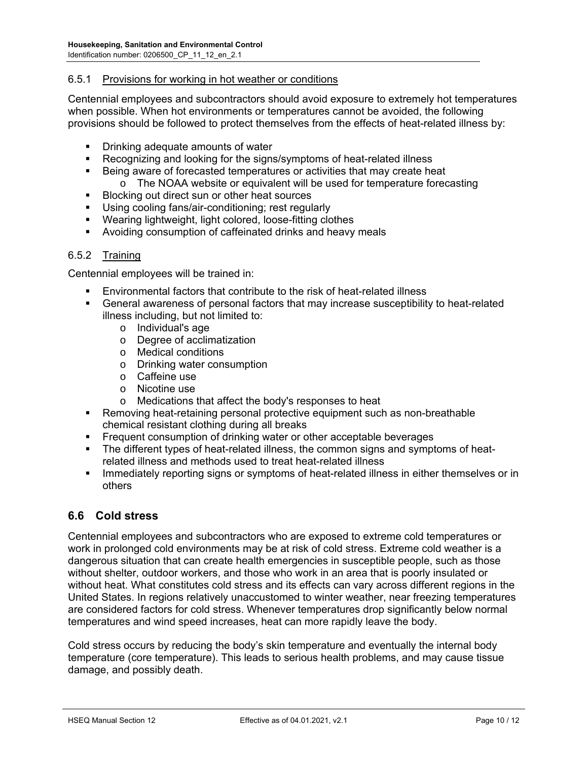#### 6.5.1 Provisions for working in hot weather or conditions

Centennial employees and subcontractors should avoid exposure to extremely hot temperatures when possible. When hot environments or temperatures cannot be avoided, the following provisions should be followed to protect themselves from the effects of heat-related illness by:

- Drinking adequate amounts of water
- Recognizing and looking for the signs/symptoms of heat-related illness
- Being aware of forecasted temperatures or activities that may create heat
  - The NOAA website or equivalent will be used for temperature forecasting
- Blocking out direct sun or other heat sources
- Using cooling fans/air-conditioning; rest regularly
- Wearing lightweight, light colored, loose-fitting clothes
- Avoiding consumption of caffeinated drinks and heavy meals

#### 6.5.2 Training

Centennial employees will be trained in:

- Environmental factors that contribute to the risk of heat-related illness
- General awareness of personal factors that may increase susceptibility to heat-related illness including, but not limited to:
  - Individual's age
  - Degree of acclimatization
  - Medical conditions
  - Drinking water consumption
  - Caffeine use
  - Nicotine use
  - Medications that affect the body's responses to heat
- Removing heat-retaining personal protective equipment such as non-breathable chemical resistant clothing during all breaks
- Frequent consumption of drinking water or other acceptable beverages
- The different types of heat-related illness, the common signs and symptoms of heat-related illness and methods used to treat heat-related illness
- Immediately reporting signs or symptoms of heat-related illness in either themselves or in others

### 6.6 Cold stress

Centennial employees and subcontractors who are exposed to extreme cold temperatures or work in prolonged cold environments may be at risk of cold stress. Extreme cold weather is a dangerous situation that can create health emergencies in susceptible people, such as those without shelter, outdoor workers, and those who work in an area that is poorly insulated or without heat. What constitutes cold stress and its effects can vary across different regions in the United States. In regions relatively unaccustomed to winter weather, near freezing temperatures are considered factors for cold stress. Whenever temperatures drop significantly below normal temperatures and wind speed increases, heat can more rapidly leave the body.

Cold stress occurs by reducing the body's skin temperature and eventually the internal body temperature (core temperature). This leads to serious health problems, and may cause tissue damage, and possibly death.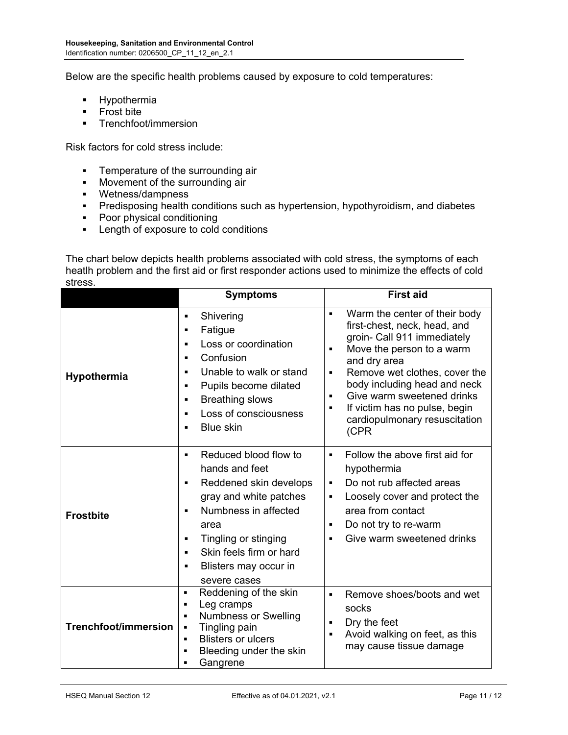Below are the specific health problems caused by exposure to cold temperatures:

- Hypothermia
- Frost bite
- Trenchfoot/immersion

Risk factors for cold stress include:

- Temperature of the surrounding air
- Movement of the surrounding air
- Wetness/dampness
- Predisposing health conditions such as hypertension, hypothyroidism, and diabetes
- Poor physical conditioning
- Length of exposure to cold conditions

The chart below depicts health problems associated with cold stress, the symptoms of each heatlh problem and the first aid or first responder actions used to minimize the effects of cold stress.

| | Symptoms | First aid |
|---|---|---|
| **Hypothermia** | ▪ Shivering<br>▪ Fatigue<br>▪ Loss or coordination<br>▪ Confusion<br>▪ Unable to walk or stand<br>▪ Pupils become dilated<br>▪ Breathing slows<br>▪ Loss of consciousness<br>▪ Blue skin | ▪ Warm the center of their body first-chest, neck, head, and groin- Call 911 immediately<br>▪ Move the person to a warm and dry area<br>▪ Remove wet clothes, cover the body including head and neck<br>▪ Give warm sweetened drinks<br>▪ If victim has no pulse, begin cardiopulmonary resuscitation (CPR |
| **Frostbite** | ▪ Reduced blood flow to hands and feet<br>▪ Reddened skin develops gray and white patches<br>▪ Numbness in affected area<br>▪ Tingling or stinging<br>▪ Skin feels firm or hard<br>▪ Blisters may occur in severe cases | ▪ Follow the above first aid for hypothermia<br>▪ Do not rub affected areas<br>▪ Loosely cover and protect the area from contact<br>▪ Do not try to re-warm<br>▪ Give warm sweetened drinks |
| **Trenchfoot/immersion** | ▪ Reddening of the skin<br>▪ Leg cramps<br>▪ Numbness or Swelling<br>▪ Tingling pain<br>▪ Blisters or ulcers<br>▪ Bleeding under the skin<br>▪ Gangrene | ▪ Remove shoes/boots and wet socks<br>▪ Dry the feet<br>▪ Avoid walking on feet, as this may cause tissue damage |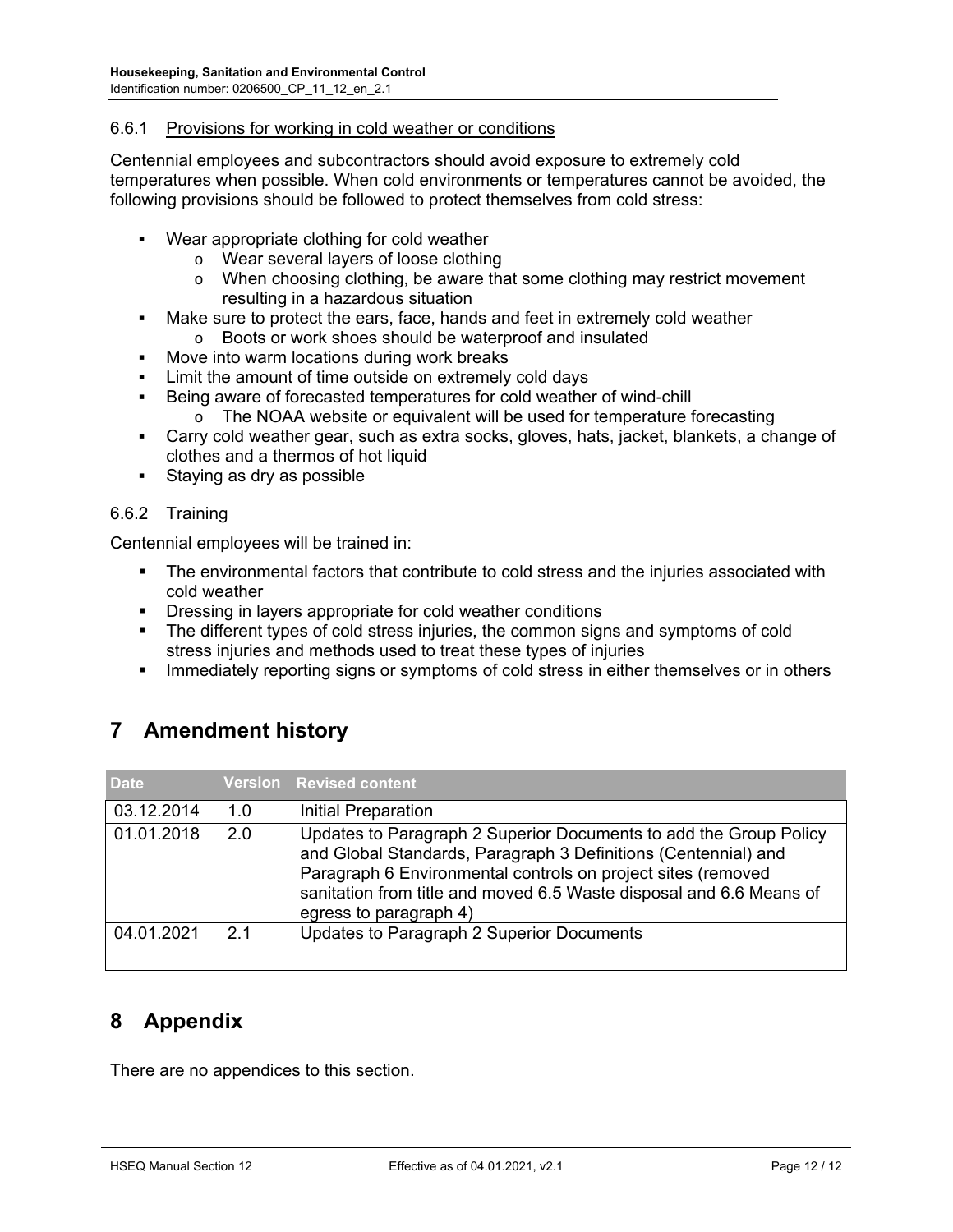### 6.6.1 Provisions for working in cold weather or conditions

Centennial employees and subcontractors should avoid exposure to extremely cold temperatures when possible. When cold environments or temperatures cannot be avoided, the following provisions should be followed to protect themselves from cold stress:

- Wear appropriate clothing for cold weather
  - Wear several layers of loose clothing
  - When choosing clothing, be aware that some clothing may restrict movement resulting in a hazardous situation
- Make sure to protect the ears, face, hands and feet in extremely cold weather
  - Boots or work shoes should be waterproof and insulated
- Move into warm locations during work breaks
- Limit the amount of time outside on extremely cold days
- Being aware of forecasted temperatures for cold weather of wind-chill
  - The NOAA website or equivalent will be used for temperature forecasting
- Carry cold weather gear, such as extra socks, gloves, hats, jacket, blankets, a change of clothes and a thermos of hot liquid
- Staying as dry as possible

### 6.6.2 Training

Centennial employees will be trained in:

- The environmental factors that contribute to cold stress and the injuries associated with cold weather
- Dressing in layers appropriate for cold weather conditions
- The different types of cold stress injuries, the common signs and symptoms of cold stress injuries and methods used to treat these types of injuries
- Immediately reporting signs or symptoms of cold stress in either themselves or in others

## 7 Amendment history

| Date | Version | Revised content |
|---|---|---|
| 03.12.2014 | 1.0 | Initial Preparation |
| 01.01.2018 | 2.0 | Updates to Paragraph 2 Superior Documents to add the Group Policy and Global Standards, Paragraph 3 Definitions (Centennial) and Paragraph 6 Environmental controls on project sites (removed sanitation from title and moved 6.5 Waste disposal and 6.6 Means of egress to paragraph 4) |
| 04.01.2021 | 2.1 | Updates to Paragraph 2 Superior Documents |

## 8 Appendix

There are no appendices to this section.